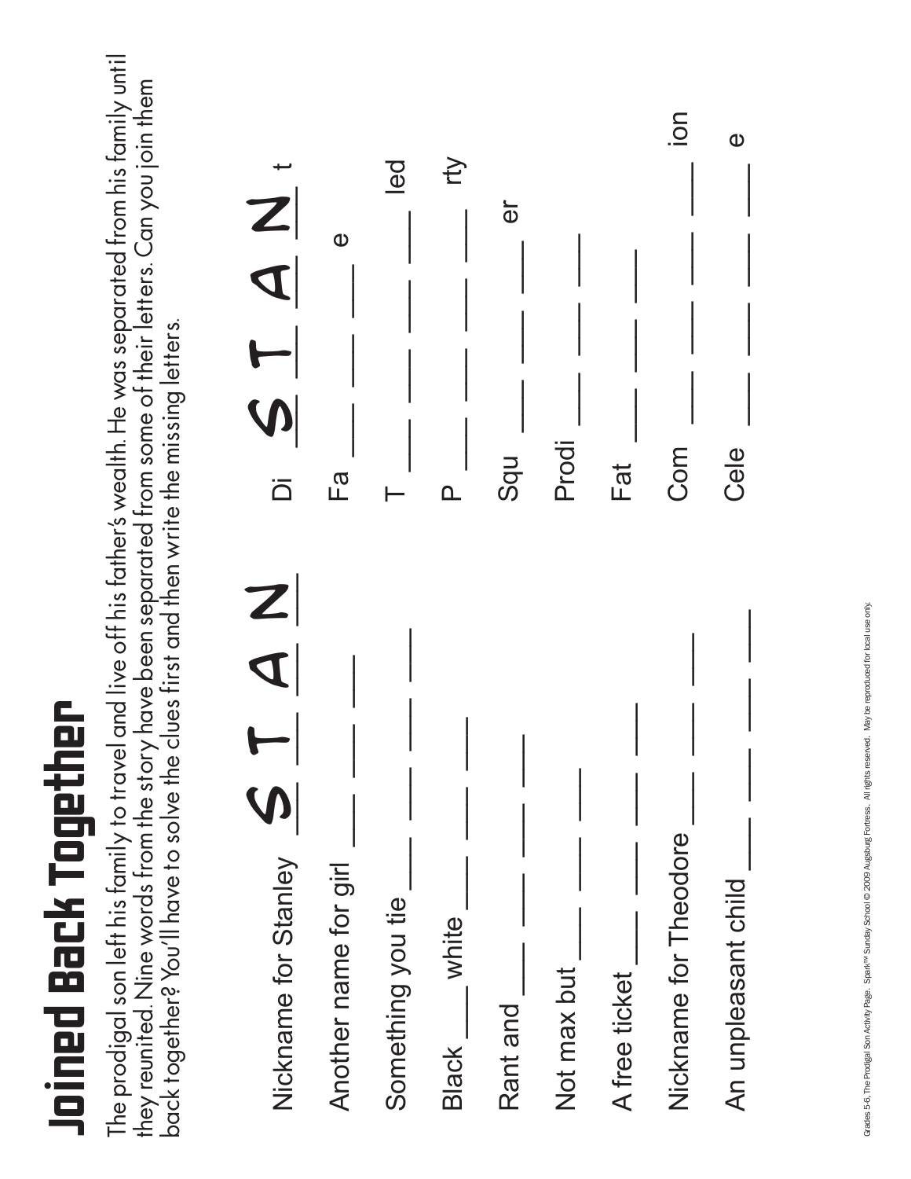# Joined Back Together

The prodigal son left his family to travel and live off his father's wealth. He was separated from his family until they reunited. Nine words from the story have been separated from some of their letters. Can you join them back together? You'll have to solve the clues first and then write the missing letters.

| Clue | Answer | Word |
|---|---|---|
| Nickname for Stanley | S T A N | Di S T A N t |
| Another name for girl | ___ ___ ___ ___ ___ | Fa ___ ___ ___ ___ ___ e |
| Something you tie | ___ ___ ___ ___ ___ | T ___ ___ ___ ___ ___ led |
| Black ___ white | ___ ___ ___ | P ___ ___ ___ rty |
| Rant and ___ | ___ ___ ___ ___ ___ | Squ ___ ___ ___ ___ ___ er |
| Not max but ___ | ___ ___ ___ | Prodi ___ ___ ___ |
| A free ticket | ___ ___ ___ ___ | Fat ___ ___ ___ ___ |
| Nickname for Theodore | ___ ___ ___ ___ | Com ___ ___ ___ ___ ion |
| An unpleasant child | ___ ___ ___ ___ | Cele ___ ___ ___ ___ e |

Grades 5-6, The Prodigal Son Activity Page. Spark™ Sunday School © 2009 Augsburg Fortress. All rights reserved. May be reproduced for local use only.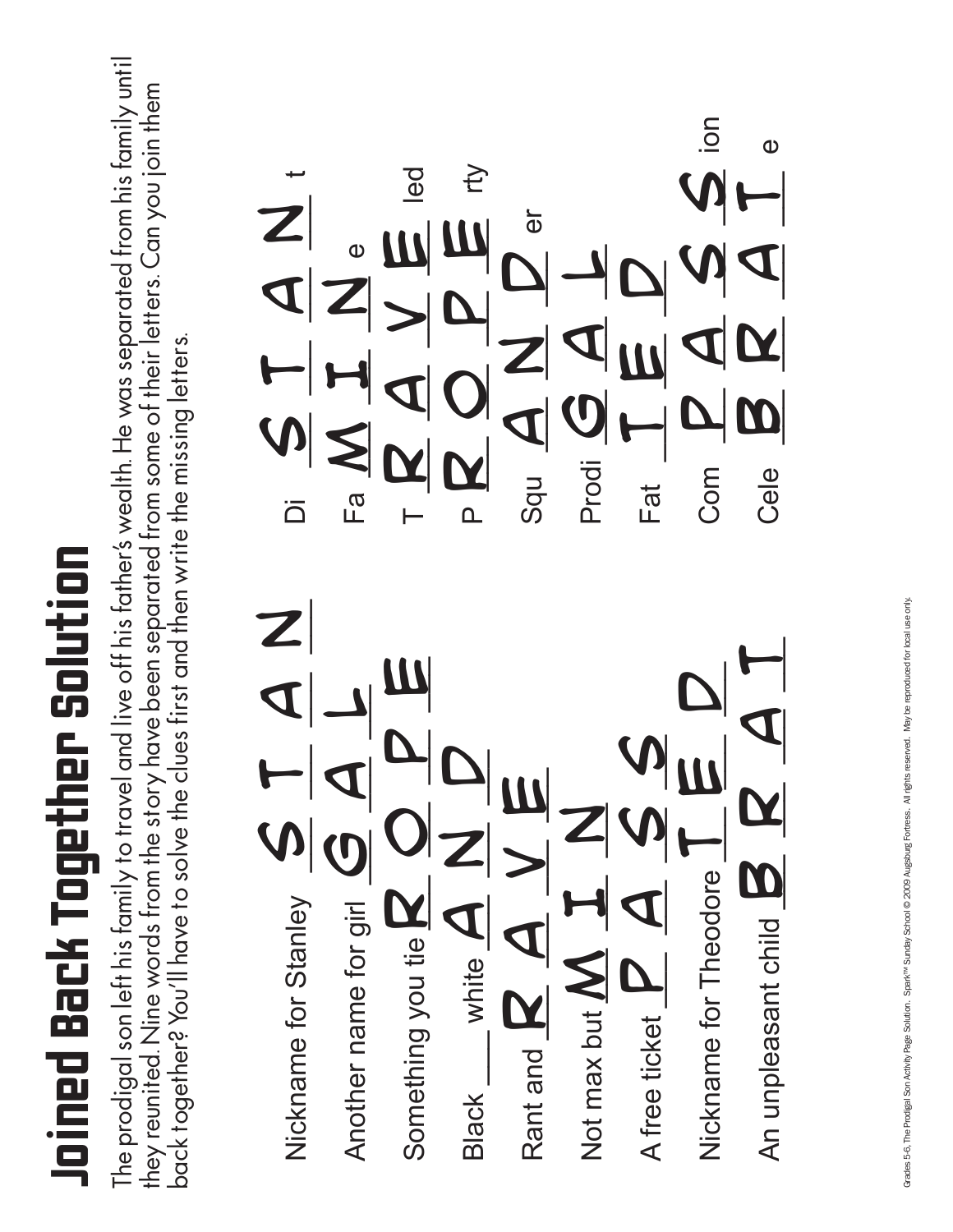# Joined Back Together Solution

The prodigal son left his family to travel and live off his father's wealth. He was separated from his family until they reunited. Nine words from the story have been separated from some of their letters. Can you join them back together? You'll have to solve the clues first and then write the missing letters.

Nickname for Stanley S T A N

Another name for girl G A L

Something you tie R O P E

Black A N D white

Rant and R A V E

Not max but M I N

A free ticket P A S S

Nickname for Theodore T E D

An unpleasant child B R A T

Di S T A N t

Fa M I N e

T R A V E led

P R O P E rty

Squ A N D er

Prodi G A L

Fat T E D

Com P A S S ion

Cele B R A T e

Grades 5-6, The Prodigal Son Activity Page Solution. Spark™ Sunday School © 2009 Augsburg Fortress. All rights reserved. May be reproduced for local use only.